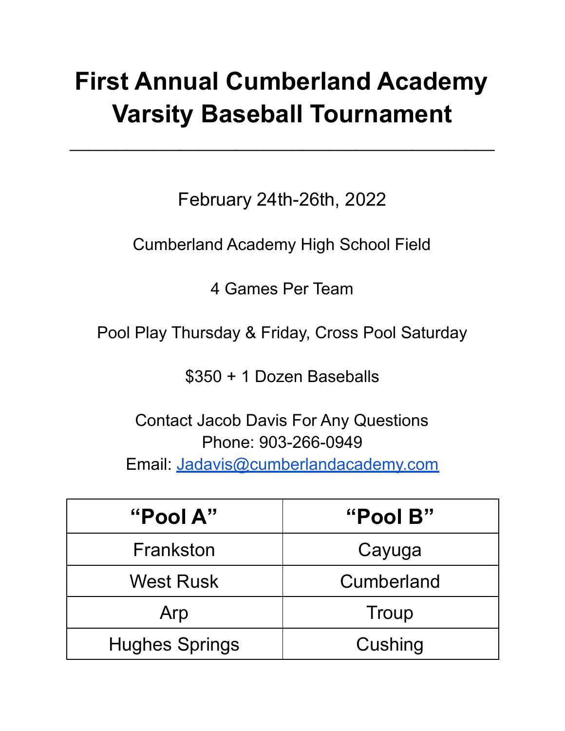# First Annual Cumberland Academy Varsity Baseball Tournament

---

February 24th-26th, 2022

Cumberland Academy High School Field

4 Games Per Team

Pool Play Thursday & Friday, Cross Pool Saturday

$350 + 1 Dozen Baseballs

Contact Jacob Davis For Any Questions
Phone: 903-266-0949
Email: Jadavis@cumberlandacademy.com

| **"Pool A"** | **"Pool B"** |
| --- | --- |
| Frankston | Cayuga |
| West Rusk | Cumberland |
| Arp | Troup |
| Hughes Springs | Cushing |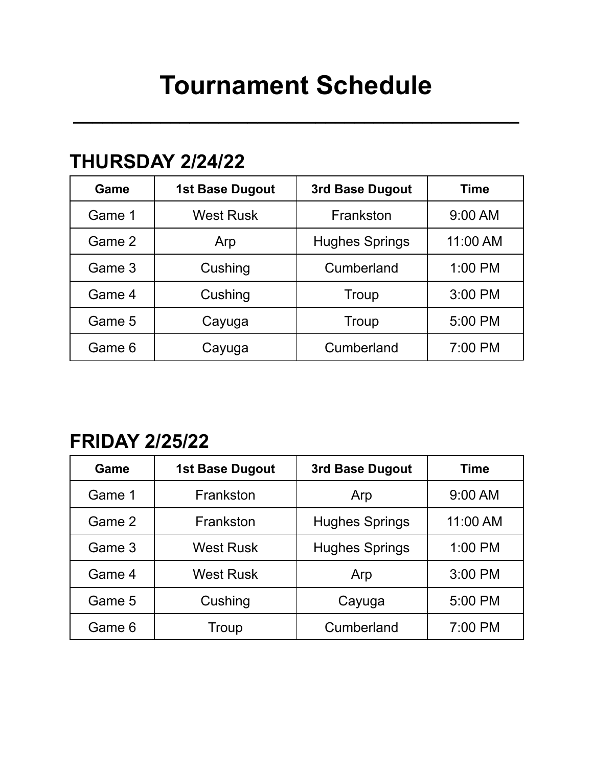# Tournament Schedule

---

## THURSDAY 2/24/22

| Game | 1st Base Dugout | 3rd Base Dugout | Time |
|---|---|---|---|
| Game 1 | West Rusk | Frankston | 9:00 AM |
| Game 2 | Arp | Hughes Springs | 11:00 AM |
| Game 3 | Cushing | Cumberland | 1:00 PM |
| Game 4 | Cushing | Troup | 3:00 PM |
| Game 5 | Cayuga | Troup | 5:00 PM |
| Game 6 | Cayuga | Cumberland | 7:00 PM |

## FRIDAY 2/25/22

| Game | 1st Base Dugout | 3rd Base Dugout | Time |
|---|---|---|---|
| Game 1 | Frankston | Arp | 9:00 AM |
| Game 2 | Frankston | Hughes Springs | 11:00 AM |
| Game 3 | West Rusk | Hughes Springs | 1:00 PM |
| Game 4 | West Rusk | Arp | 3:00 PM |
| Game 5 | Cushing | Cayuga | 5:00 PM |
| Game 6 | Troup | Cumberland | 7:00 PM |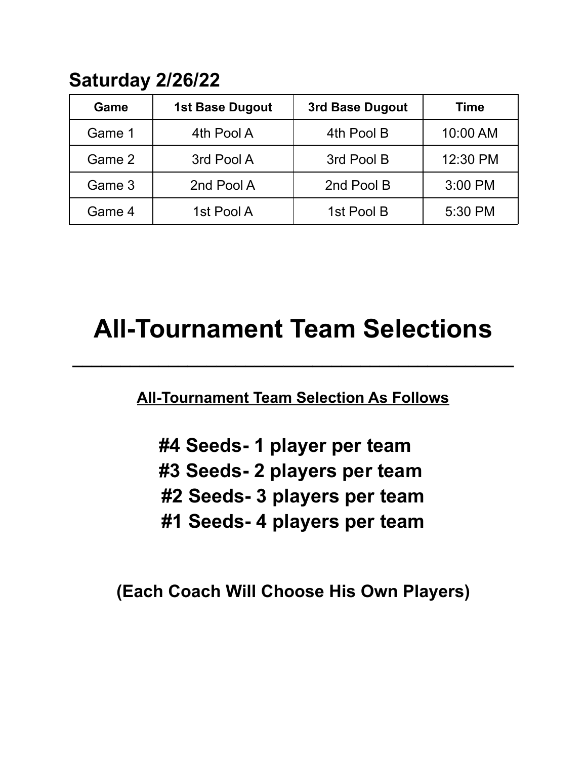## Saturday 2/26/22

| Game | 1st Base Dugout | 3rd Base Dugout | Time |
|---|---|---|---|
| Game 1 | 4th Pool A | 4th Pool B | 10:00 AM |
| Game 2 | 3rd Pool A | 3rd Pool B | 12:30 PM |
| Game 3 | 2nd Pool A | 2nd Pool B | 3:00 PM |
| Game 4 | 1st Pool A | 1st Pool B | 5:30 PM |

# All-Tournament Team Selections

---

**All-Tournament Team Selection As Follows**

**#4 Seeds- 1 player per team**
**#3 Seeds- 2 players per team**
**#2 Seeds- 3 players per team**
**#1 Seeds- 4 players per team**

**(Each Coach Will Choose His Own Players)**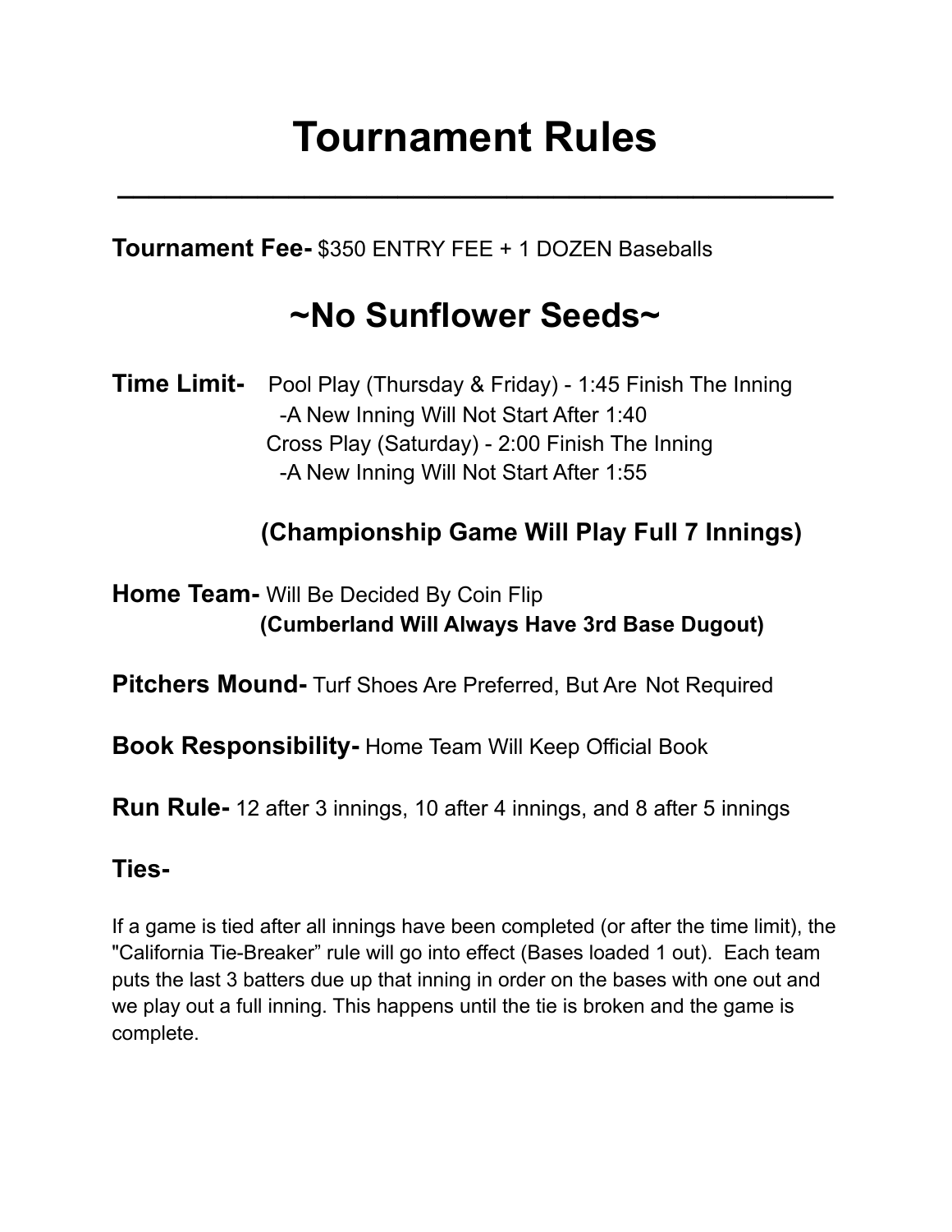# Tournament Rules

---

**Tournament Fee-** $350 ENTRY FEE + 1 DOZEN Baseballs

## ~No Sunflower Seeds~

**Time Limit-** Pool Play (Thursday & Friday) - 1:45 Finish The Inning
-A New Inning Will Not Start After 1:40
Cross Play (Saturday) - 2:00 Finish The Inning
-A New Inning Will Not Start After 1:55

**(Championship Game Will Play Full 7 Innings)**

**Home Team-** Will Be Decided By Coin Flip
**(Cumberland Will Always Have 3rd Base Dugout)**

**Pitchers Mound-** Turf Shoes Are Preferred, But Are Not Required

**Book Responsibility-** Home Team Will Keep Official Book

**Run Rule-** 12 after 3 innings, 10 after 4 innings, and 8 after 5 innings

**Ties-**

If a game is tied after all innings have been completed (or after the time limit), the "California Tie-Breaker" rule will go into effect (Bases loaded 1 out). Each team puts the last 3 batters due up that inning in order on the bases with one out and we play out a full inning. This happens until the tie is broken and the game is complete.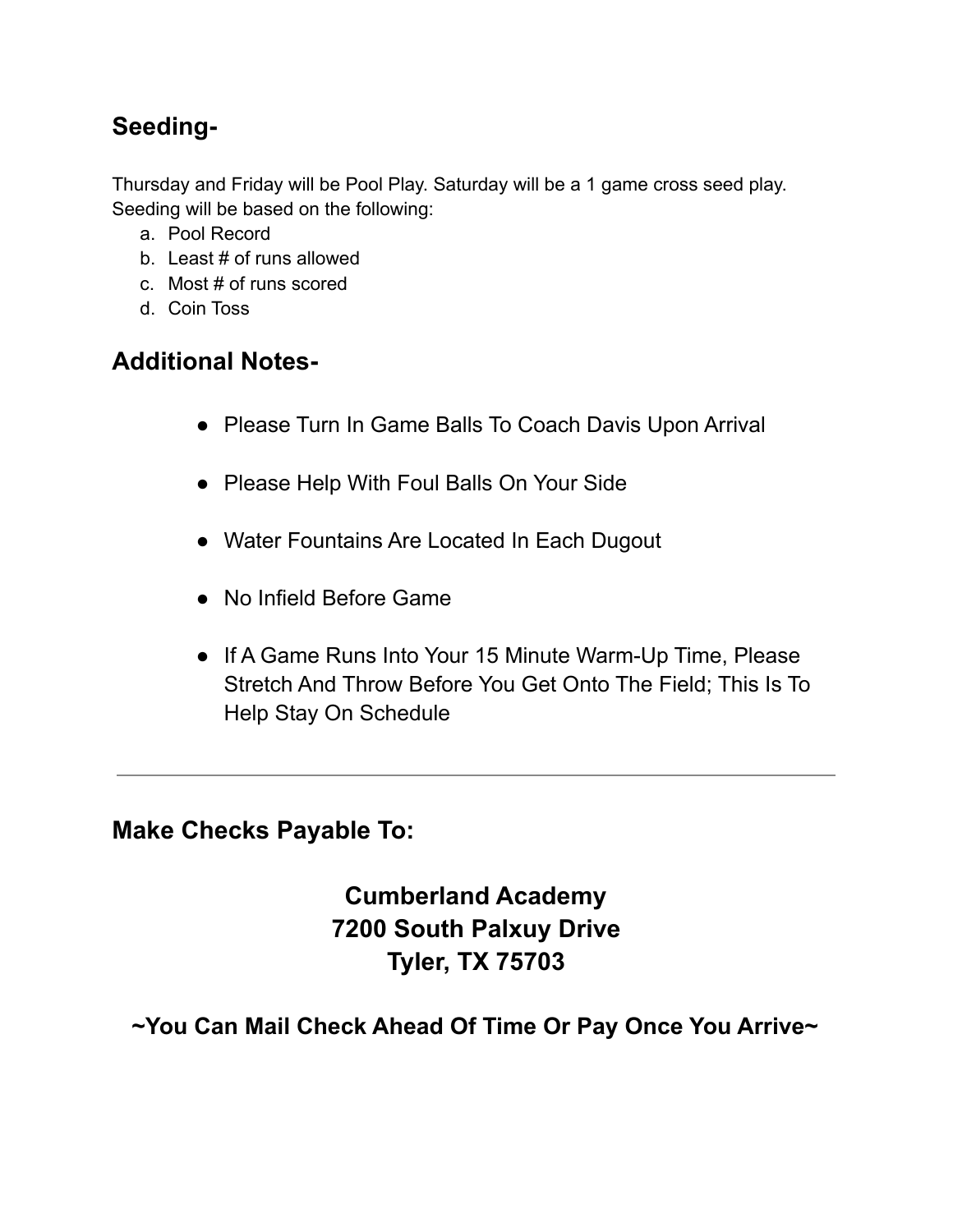## Seeding-

Thursday and Friday will be Pool Play. Saturday will be a 1 game cross seed play. Seeding will be based on the following:

a. Pool Record
b. Least # of runs allowed
c. Most # of runs scored
d. Coin Toss

## Additional Notes-

- Please Turn In Game Balls To Coach Davis Upon Arrival
- Please Help With Foul Balls On Your Side
- Water Fountains Are Located In Each Dugout
- No Infield Before Game
- If A Game Runs Into Your 15 Minute Warm-Up Time, Please Stretch And Throw Before You Get Onto The Field; This Is To Help Stay On Schedule

---

**Make Checks Payable To:**

**Cumberland Academy**
**7200 South Palxuy Drive**
**Tyler, TX 75703**

**~You Can Mail Check Ahead Of Time Or Pay Once You Arrive~**